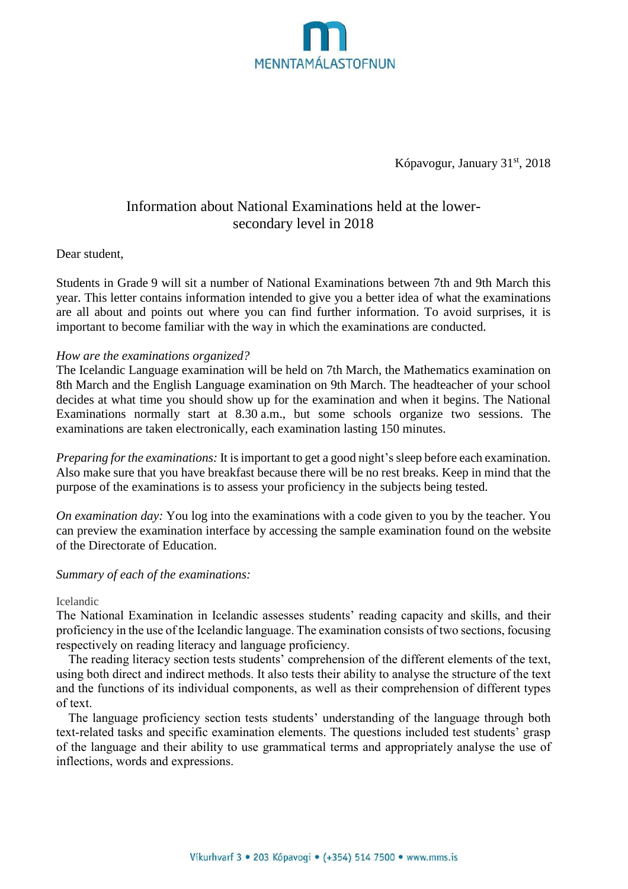MENNTAMÁLASTOFNUN

Kópavogur, January 31st, 2018

# Information about National Examinations held at the lower-secondary level in 2018

Dear student,

Students in Grade 9 will sit a number of National Examinations between 7th and 9th March this year. This letter contains information intended to give you a better idea of what the examinations are all about and points out where you can find further information. To avoid surprises, it is important to become familiar with the way in which the examinations are conducted.

*How are the examinations organized?*

The Icelandic Language examination will be held on 7th March, the Mathematics examination on 8th March and the English Language examination on 9th March. The headteacher of your school decides at what time you should show up for the examination and when it begins. The National Examinations normally start at 8.30 a.m., but some schools organize two sessions. The examinations are taken electronically, each examination lasting 150 minutes.

*Preparing for the examinations:* It is important to get a good night's sleep before each examination. Also make sure that you have breakfast because there will be no rest breaks. Keep in mind that the purpose of the examinations is to assess your proficiency in the subjects being tested.

*On examination day:* You log into the examinations with a code given to you by the teacher. You can preview the examination interface by accessing the sample examination found on the website of the Directorate of Education.

*Summary of each of the examinations:*

Icelandic

The National Examination in Icelandic assesses students' reading capacity and skills, and their proficiency in the use of the Icelandic language. The examination consists of two sections, focusing respectively on reading literacy and language proficiency.

The reading literacy section tests students' comprehension of the different elements of the text, using both direct and indirect methods. It also tests their ability to analyse the structure of the text and the functions of its individual components, as well as their comprehension of different types of text.

The language proficiency section tests students' understanding of the language through both text-related tasks and specific examination elements. The questions included test students' grasp of the language and their ability to use grammatical terms and appropriately analyse the use of inflections, words and expressions.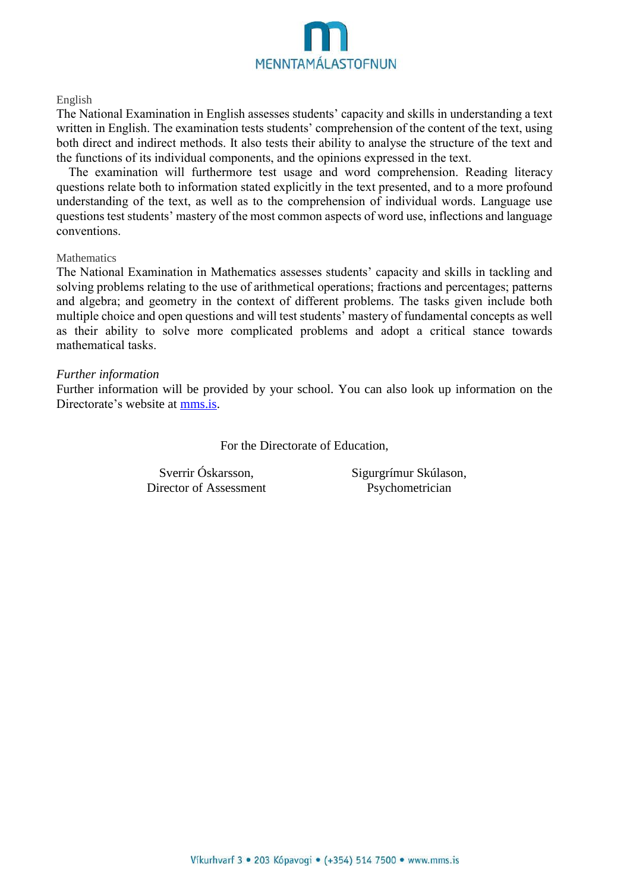English

The National Examination in English assesses students' capacity and skills in understanding a text written in English. The examination tests students' comprehension of the content of the text, using both direct and indirect methods. It also tests their ability to analyse the structure of the text and the functions of its individual components, and the opinions expressed in the text.

The examination will furthermore test usage and word comprehension. Reading literacy questions relate both to information stated explicitly in the text presented, and to a more profound understanding of the text, as well as to the comprehension of individual words. Language use questions test students' mastery of the most common aspects of word use, inflections and language conventions.

Mathematics

The National Examination in Mathematics assesses students' capacity and skills in tackling and solving problems relating to the use of arithmetical operations; fractions and percentages; patterns and algebra; and geometry in the context of different problems. The tasks given include both multiple choice and open questions and will test students' mastery of fundamental concepts as well as their ability to solve more complicated problems and adopt a critical stance towards mathematical tasks.

*Further information*

Further information will be provided by your school. You can also look up information on the Directorate's website at [mms.is](http://mms.is).

For the Directorate of Education,

Sverrir Óskarsson,
Director of Assessment

Sigurgrímur Skúlason,
Psychometrician